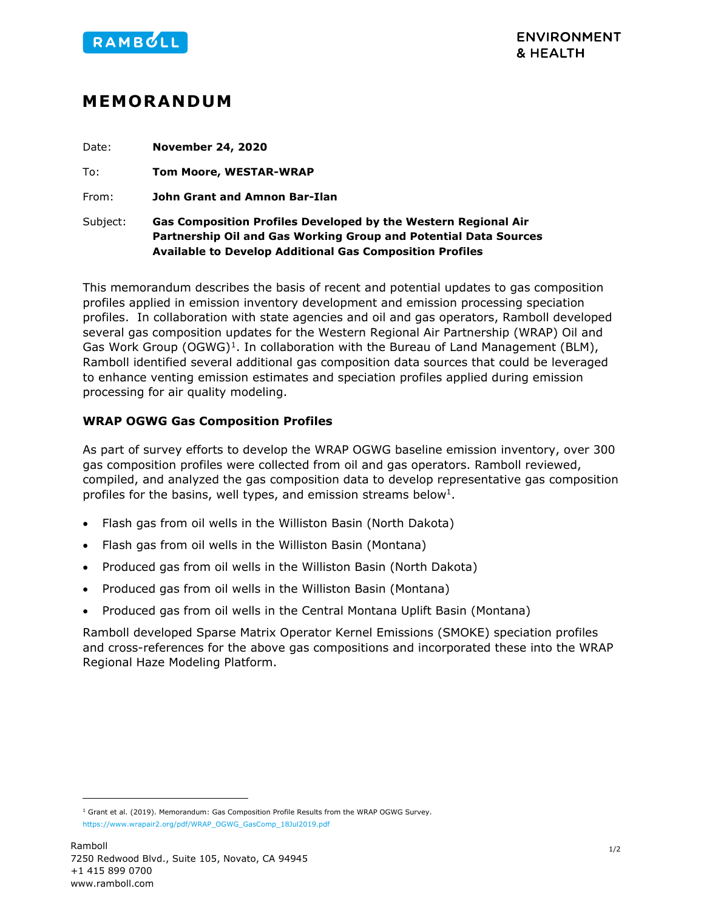RAMBOLL

ENVIRONMENT & HEALTH

# MEMORANDUM

Date: **November 24, 2020**

To: **Tom Moore, WESTAR-WRAP**

From: **John Grant and Amnon Bar-Ilan**

Subject: **Gas Composition Profiles Developed by the Western Regional Air Partnership Oil and Gas Working Group and Potential Data Sources Available to Develop Additional Gas Composition Profiles**

This memorandum describes the basis of recent and potential updates to gas composition profiles applied in emission inventory development and emission processing speciation profiles. In collaboration with state agencies and oil and gas operators, Ramboll developed several gas composition updates for the Western Regional Air Partnership (WRAP) Oil and Gas Work Group (OGWG)[1]. In collaboration with the Bureau of Land Management (BLM), Ramboll identified several additional gas composition data sources that could be leveraged to enhance venting emission estimates and speciation profiles applied during emission processing for air quality modeling.

## WRAP OGWG Gas Composition Profiles

As part of survey efforts to develop the WRAP OGWG baseline emission inventory, over 300 gas composition profiles were collected from oil and gas operators. Ramboll reviewed, compiled, and analyzed the gas composition data to develop representative gas composition profiles for the basins, well types, and emission streams below[1].

- Flash gas from oil wells in the Williston Basin (North Dakota)
- Flash gas from oil wells in the Williston Basin (Montana)
- Produced gas from oil wells in the Williston Basin (North Dakota)
- Produced gas from oil wells in the Williston Basin (Montana)
- Produced gas from oil wells in the Central Montana Uplift Basin (Montana)

Ramboll developed Sparse Matrix Operator Kernel Emissions (SMOKE) speciation profiles and cross-references for the above gas compositions and incorporated these into the WRAP Regional Haze Modeling Platform.

[1] Grant et al. (2019). Memorandum: Gas Composition Profile Results from the WRAP OGWG Survey. https://www.wrapair2.org/pdf/WRAP_OGWG_GasComp_18Jul2019.pdf

Ramboll
7250 Redwood Blvd., Suite 105, Novato, CA 94945
+1 415 899 0700
www.ramboll.com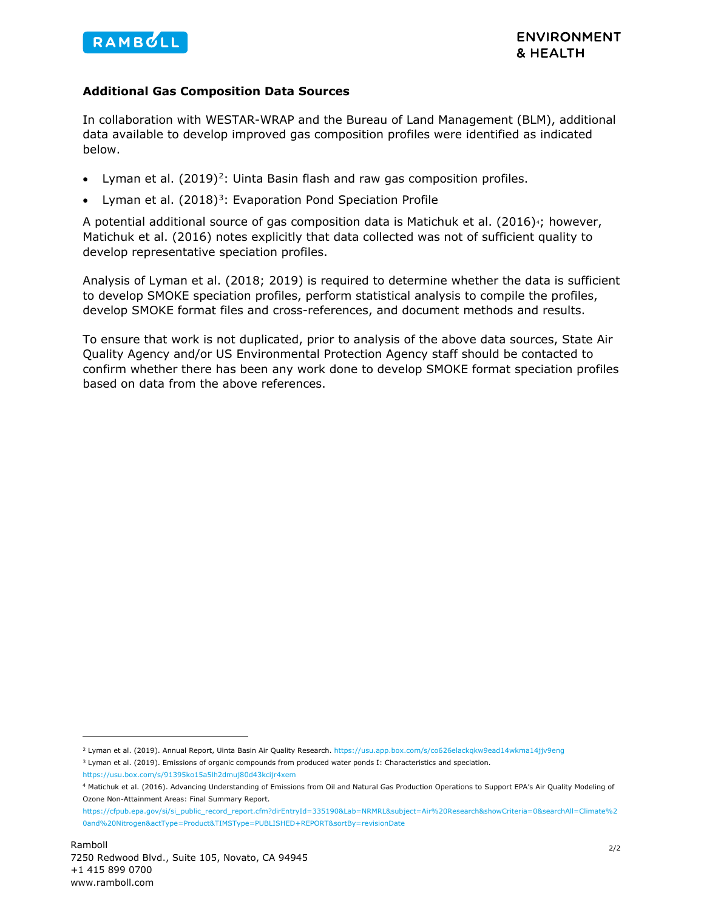**Additional Gas Composition Data Sources**

In collaboration with WESTAR-WRAP and the Bureau of Land Management (BLM), additional data available to develop improved gas composition profiles were identified as indicated below.

- Lyman et al. (2019)[2]: Uinta Basin flash and raw gas composition profiles.
- Lyman et al. (2018)[3]: Evaporation Pond Speciation Profile

A potential additional source of gas composition data is Matichuk et al. (2016)[4]; however, Matichuk et al. (2016) notes explicitly that data collected was not of sufficient quality to develop representative speciation profiles.

Analysis of Lyman et al. (2018; 2019) is required to determine whether the data is sufficient to develop SMOKE speciation profiles, perform statistical analysis to compile the profiles, develop SMOKE format files and cross-references, and document methods and results.

To ensure that work is not duplicated, prior to analysis of the above data sources, State Air Quality Agency and/or US Environmental Protection Agency staff should be contacted to confirm whether there has been any work done to develop SMOKE format speciation profiles based on data from the above references.

---

[2] Lyman et al. (2019). Annual Report, Uinta Basin Air Quality Research. https://usu.app.box.com/s/co626elackqkw9ead14wkma14jjv9eng

[3] Lyman et al. (2019). Emissions of organic compounds from produced water ponds I: Characteristics and speciation. https://usu.box.com/s/91395ko15a5lh2dmuj80d43kcijr4xem

[4] Matichuk et al. (2016). Advancing Understanding of Emissions from Oil and Natural Gas Production Operations to Support EPA's Air Quality Modeling of Ozone Non-Attainment Areas: Final Summary Report. https://cfpub.epa.gov/si/si_public_record_report.cfm?dirEntryId=335190&Lab=NRMRL&subject=Air%20Research&showCriteria=0&searchAll=Climate%20and%20Nitrogen&actType=Product&TIMSType=PUBLISHED+REPORT&sortBy=revisionDate

Ramboll
7250 Redwood Blvd., Suite 105, Novato, CA 94945
+1 415 899 0700
www.ramboll.com